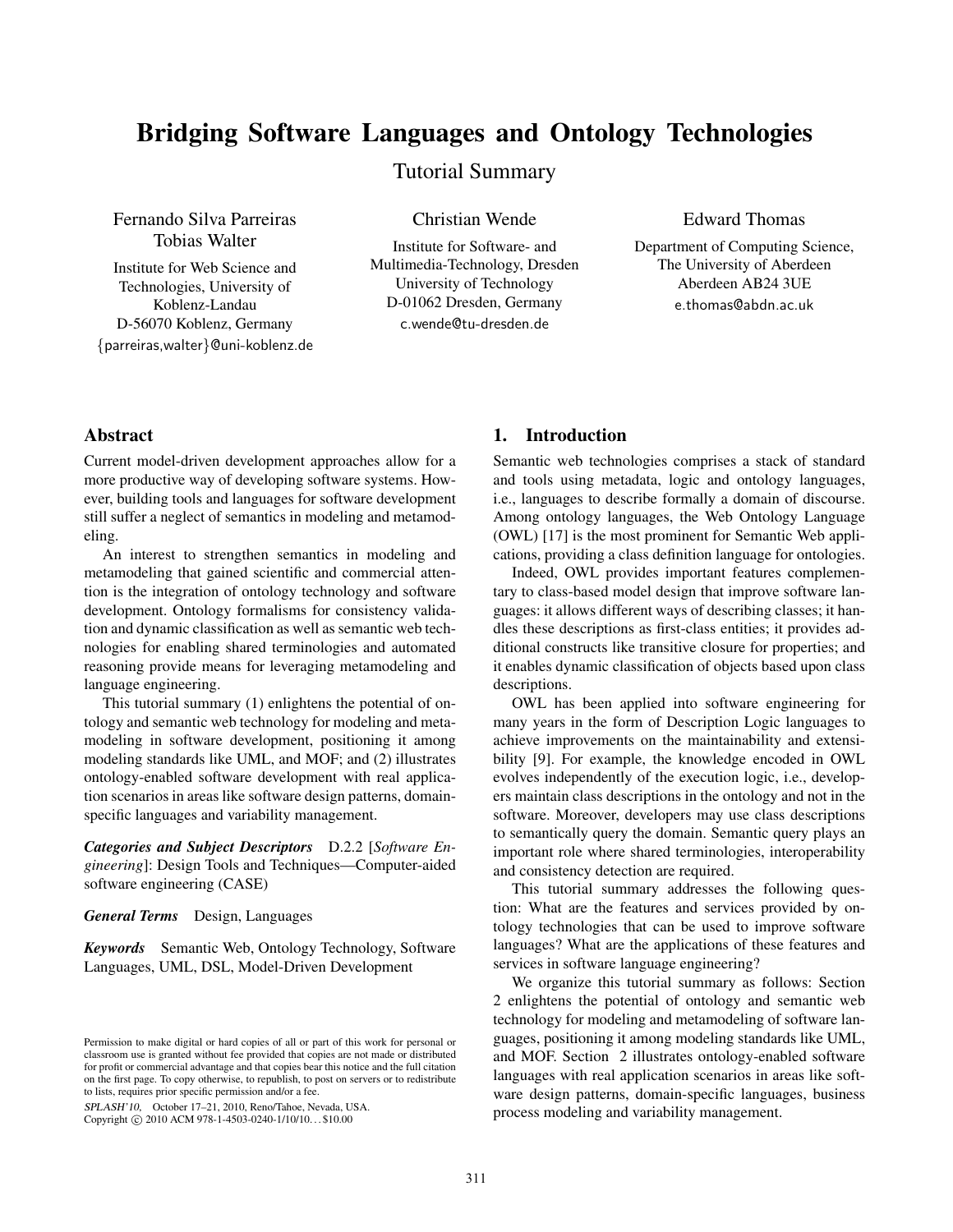# Bridging Software Languages and Ontology Technologies

## Tutorial Summary

Fernando Silva Parreiras
Tobias Walter

Institute for Web Science and Technologies, University of Koblenz-Landau
D-56070 Koblenz, Germany
{parreiras,walter}@uni-koblenz.de

Christian Wende

Institute for Software- and Multimedia-Technology, Dresden University of Technology
D-01062 Dresden, Germany
c.wende@tu-dresden.de

Edward Thomas

Department of Computing Science, The University of Aberdeen
Aberdeen AB24 3UE
e.thomas@abdn.ac.uk

## Abstract

Current model-driven development approaches allow for a more productive way of developing software systems. However, building tools and languages for software development still suffer a neglect of semantics in modeling and metamodeling.

An interest to strengthen semantics in modeling and metamodeling that gained scientific and commercial attention is the integration of ontology technology and software development. Ontology formalisms for consistency validation and dynamic classification as well as semantic web technologies for enabling shared terminologies and automated reasoning provide means for leveraging metamodeling and language engineering.

This tutorial summary (1) enlightens the potential of ontology and semantic web technology for modeling and metamodeling in software development, positioning it among modeling standards like UML, and MOF; and (2) illustrates ontology-enabled software development with real application scenarios in areas like software design patterns, domain-specific languages and variability management.

***Categories and Subject Descriptors*** D.2.2 [*Software Engineering*]: Design Tools and Techniques—Computer-aided software engineering (CASE)

***General Terms*** Design, Languages

***Keywords*** Semantic Web, Ontology Technology, Software Languages, UML, DSL, Model-Driven Development

Permission to make digital or hard copies of all or part of this work for personal or classroom use is granted without fee provided that copies are not made or distributed for profit or commercial advantage and that copies bear this notice and the full citation on the first page. To copy otherwise, to republish, to post on servers or to redistribute to lists, requires prior specific permission and/or a fee.

*SPLASH'10,* October 17–21, 2010, Reno/Tahoe, Nevada, USA.
Copyright © 2010 ACM 978-1-4503-0240-1/10/10…$10.00

## 1. Introduction

Semantic web technologies comprises a stack of standard and tools using metadata, logic and ontology languages, i.e., languages to describe formally a domain of discourse. Among ontology languages, the Web Ontology Language (OWL) [17] is the most prominent for Semantic Web applications, providing a class definition language for ontologies.

Indeed, OWL provides important features complementary to class-based model design that improve software languages: it allows different ways of describing classes; it handles these descriptions as first-class entities; it provides additional constructs like transitive closure for properties; and it enables dynamic classification of objects based upon class descriptions.

OWL has been applied into software engineering for many years in the form of Description Logic languages to achieve improvements on the maintainability and extensibility [9]. For example, the knowledge encoded in OWL evolves independently of the execution logic, i.e., developers maintain class descriptions in the ontology and not in the software. Moreover, developers may use class descriptions to semantically query the domain. Semantic query plays an important role where shared terminologies, interoperability and consistency detection are required.

This tutorial summary addresses the following question: What are the features and services provided by ontology technologies that can be used to improve software languages? What are the applications of these features and services in software language engineering?

We organize this tutorial summary as follows: Section 2 enlightens the potential of ontology and semantic web technology for modeling and metamodeling of software languages, positioning it among modeling standards like UML, and MOF. Section 2 illustrates ontology-enabled software languages with real application scenarios in areas like software design patterns, domain-specific languages, business process modeling and variability management.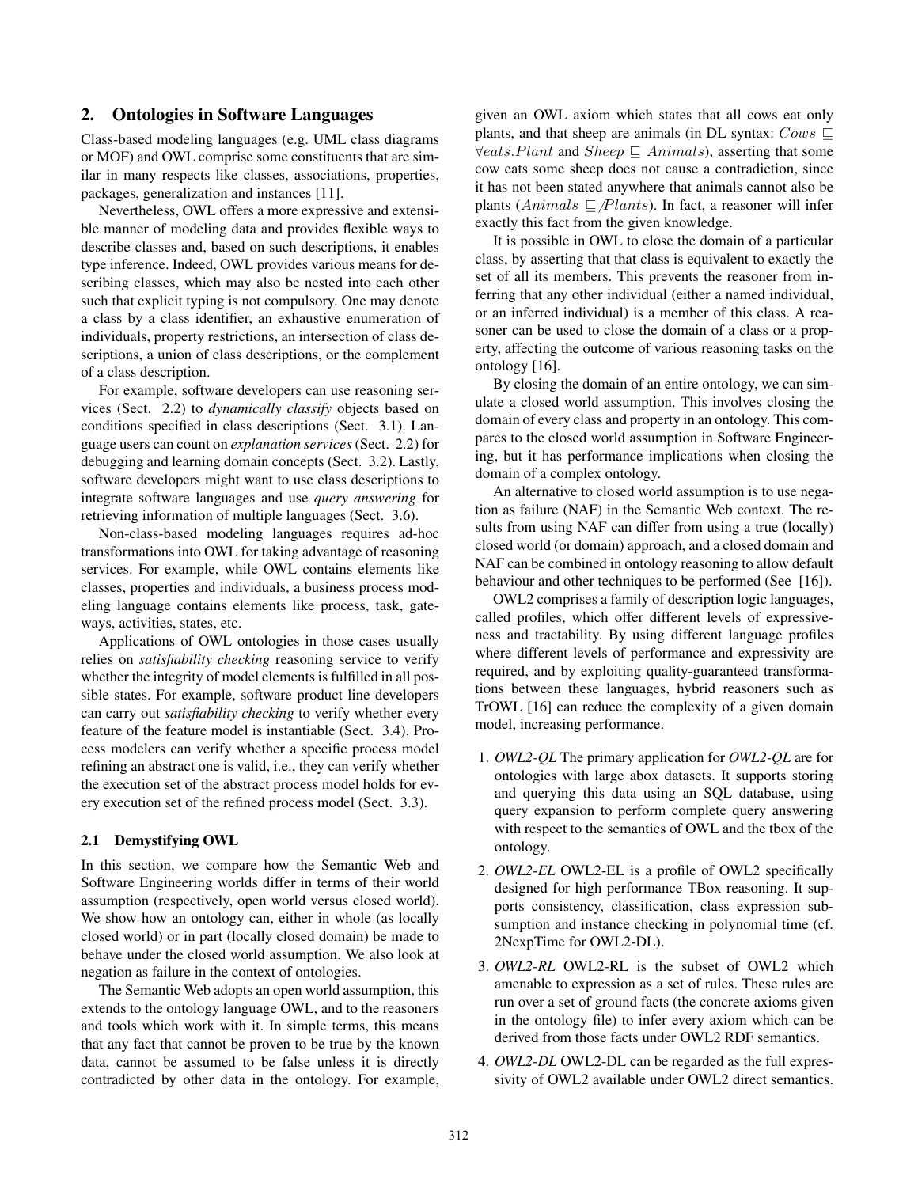## 2. Ontologies in Software Languages

Class-based modeling languages (e.g. UML class diagrams or MOF) and OWL comprise some constituents that are similar in many respects like classes, associations, properties, packages, generalization and instances [11].

Nevertheless, OWL offers a more expressive and extensible manner of modeling data and provides flexible ways to describe classes and, based on such descriptions, it enables type inference. Indeed, OWL provides various means for describing classes, which may also be nested into each other such that explicit typing is not compulsory. One may denote a class by a class identifier, an exhaustive enumeration of individuals, property restrictions, an intersection of class descriptions, a union of class descriptions, or the complement of a class description.

For example, software developers can use reasoning services (Sect. 2.2) to *dynamically classify* objects based on conditions specified in class descriptions (Sect. 3.1). Language users can count on *explanation services* (Sect. 2.2) for debugging and learning domain concepts (Sect. 3.2). Lastly, software developers might want to use class descriptions to integrate software languages and use *query answering* for retrieving information of multiple languages (Sect. 3.6).

Non-class-based modeling languages requires ad-hoc transformations into OWL for taking advantage of reasoning services. For example, while OWL contains elements like classes, properties and individuals, a business process modeling language contains elements like process, task, gateways, activities, states, etc.

Applications of OWL ontologies in those cases usually relies on *satisfiability checking* reasoning service to verify whether the integrity of model elements is fulfilled in all possible states. For example, software product line developers can carry out *satisfiability checking* to verify whether every feature of the feature model is instantiable (Sect. 3.4). Process modelers can verify whether a specific process model refining an abstract one is valid, i.e., they can verify whether the execution set of the abstract process model holds for every execution set of the refined process model (Sect. 3.3).

### 2.1 Demystifying OWL

In this section, we compare how the Semantic Web and Software Engineering worlds differ in terms of their world assumption (respectively, open world versus closed world). We show how an ontology can, either in whole (as locally closed world) or in part (locally closed domain) be made to behave under the closed world assumption. We also look at negation as failure in the context of ontologies.

The Semantic Web adopts an open world assumption, this extends to the ontology language OWL, and to the reasoners and tools which work with it. In simple terms, this means that any fact that cannot be proven to be true by the known data, cannot be assumed to be false unless it is directly contradicted by other data in the ontology. For example, given an OWL axiom which states that all cows eat only plants, and that sheep are animals (in DL syntax: $Cows \sqsubseteq \forall eats.Plant$ and $Sheep \sqsubseteq Animals$), asserting that some cow eats some sheep does not cause a contradiction, since it has not been stated anywhere that animals cannot also be plants ($Animals \not\sqsubseteq Plants$). In fact, a reasoner will infer exactly this fact from the given knowledge.

It is possible in OWL to close the domain of a particular class, by asserting that that class is equivalent to exactly the set of all its members. This prevents the reasoner from inferring that any other individual (either a named individual, or an inferred individual) is a member of this class. A reasoner can be used to close the domain of a class or a property, affecting the outcome of various reasoning tasks on the ontology [16].

By closing the domain of an entire ontology, we can simulate a closed world assumption. This involves closing the domain of every class and property in an ontology. This compares to the closed world assumption in Software Engineering, but it has performance implications when closing the domain of a complex ontology.

An alternative to closed world assumption is to use negation as failure (NAF) in the Semantic Web context. The results from using NAF can differ from using a true (locally) closed world (or domain) approach, and a closed domain and NAF can be combined in ontology reasoning to allow default behaviour and other techniques to be performed (See [16]).

OWL2 comprises a family of description logic languages, called profiles, which offer different levels of expressiveness and tractability. By using different language profiles where different levels of performance and expressivity are required, and by exploiting quality-guaranteed transformations between these languages, hybrid reasoners such as TrOWL [16] can reduce the complexity of a given domain model, increasing performance.

1. *OWL2-QL* The primary application for *OWL2-QL* are for ontologies with large abox datasets. It supports storing and querying this data using an SQL database, using query expansion to perform complete query answering with respect to the semantics of OWL and the tbox of the ontology.
2. *OWL2-EL* OWL2-EL is a profile of OWL2 specifically designed for high performance TBox reasoning. It supports consistency, classification, class expression subsumption and instance checking in polynomial time (cf. 2NexpTime for OWL2-DL).
3. *OWL2-RL* OWL2-RL is the subset of OWL2 which amenable to expression as a set of rules. These rules are run over a set of ground facts (the concrete axioms given in the ontology file) to infer every axiom which can be derived from those facts under OWL2 RDF semantics.
4. *OWL2-DL* OWL2-DL can be regarded as the full expressivity of OWL2 available under OWL2 direct semantics.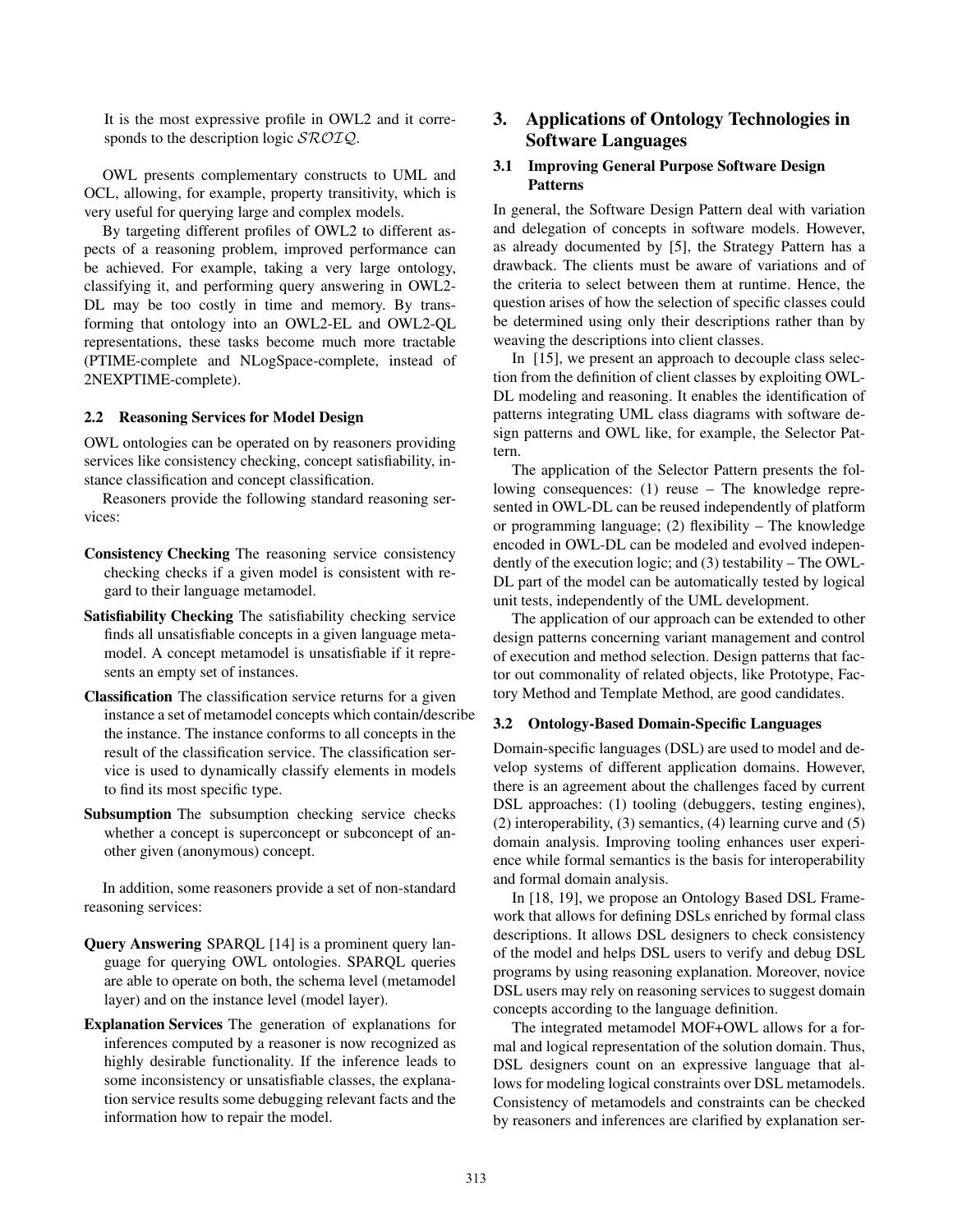It is the most expressive profile in OWL2 and it corresponds to the description logic $\mathcal{SROIQ}$.

OWL presents complementary constructs to UML and OCL, allowing, for example, property transitivity, which is very useful for querying large and complex models.

By targeting different profiles of OWL2 to different aspects of a reasoning problem, improved performance can be achieved. For example, taking a very large ontology, classifying it, and performing query answering in OWL2-DL may be too costly in time and memory. By transforming that ontology into an OWL2-EL and OWL2-QL representations, these tasks become much more tractable (PTIME-complete and NLogSpace-complete, instead of 2NEXPTIME-complete).

### 2.2 Reasoning Services for Model Design

OWL ontologies can be operated on by reasoners providing services like consistency checking, concept satisfiability, instance classification and concept classification.

Reasoners provide the following standard reasoning services:

**Consistency Checking** The reasoning service consistency checking checks if a given model is consistent with regard to their language metamodel.

**Satisfiability Checking** The satisfiability checking service finds all unsatisfiable concepts in a given language metamodel. A concept metamodel is unsatisfiable if it represents an empty set of instances.

**Classification** The classification service returns for a given instance a set of metamodel concepts which contain/describe the instance. The instance conforms to all concepts in the result of the classification service. The classification service is used to dynamically classify elements in models to find its most specific type.

**Subsumption** The subsumption checking service checks whether a concept is superconcept or subconcept of another given (anonymous) concept.

In addition, some reasoners provide a set of non-standard reasoning services:

**Query Answering** SPARQL [14] is a prominent query language for querying OWL ontologies. SPARQL queries are able to operate on both, the schema level (metamodel layer) and on the instance level (model layer).

**Explanation Services** The generation of explanations for inferences computed by a reasoner is now recognized as highly desirable functionality. If the inference leads to some inconsistency or unsatisfiable classes, the explanation service results some debugging relevant facts and the information how to repair the model.

## 3. Applications of Ontology Technologies in Software Languages

### 3.1 Improving General Purpose Software Design Patterns

In general, the Software Design Pattern deal with variation and delegation of concepts in software models. However, as already documented by [5], the Strategy Pattern has a drawback. The clients must be aware of variations and of the criteria to select between them at runtime. Hence, the question arises of how the selection of specific classes could be determined using only their descriptions rather than by weaving the descriptions into client classes.

In [15], we present an approach to decouple class selection from the definition of client classes by exploiting OWL-DL modeling and reasoning. It enables the identification of patterns integrating UML class diagrams with software design patterns and OWL like, for example, the Selector Pattern.

The application of the Selector Pattern presents the following consequences: (1) reuse – The knowledge represented in OWL-DL can be reused independently of platform or programming language; (2) flexibility – The knowledge encoded in OWL-DL can be modeled and evolved independently of the execution logic; and (3) testability – The OWL-DL part of the model can be automatically tested by logical unit tests, independently of the UML development.

The application of our approach can be extended to other design patterns concerning variant management and control of execution and method selection. Design patterns that factor out commonality of related objects, like Prototype, Factory Method and Template Method, are good candidates.

### 3.2 Ontology-Based Domain-Specific Languages

Domain-specific languages (DSL) are used to model and develop systems of different application domains. However, there is an agreement about the challenges faced by current DSL approaches: (1) tooling (debuggers, testing engines), (2) interoperability, (3) semantics, (4) learning curve and (5) domain analysis. Improving tooling enhances user experience while formal semantics is the basis for interoperability and formal domain analysis.

In [18, 19], we propose an Ontology Based DSL Framework that allows for defining DSLs enriched by formal class descriptions. It allows DSL designers to check consistency of the model and helps DSL users to verify and debug DSL programs by using reasoning explanation. Moreover, novice DSL users may rely on reasoning services to suggest domain concepts according to the language definition.

The integrated metamodel MOF+OWL allows for a formal and logical representation of the solution domain. Thus, DSL designers count on an expressive language that allows for modeling logical constraints over DSL metamodels. Consistency of metamodels and constraints can be checked by reasoners and inferences are clarified by explanation ser-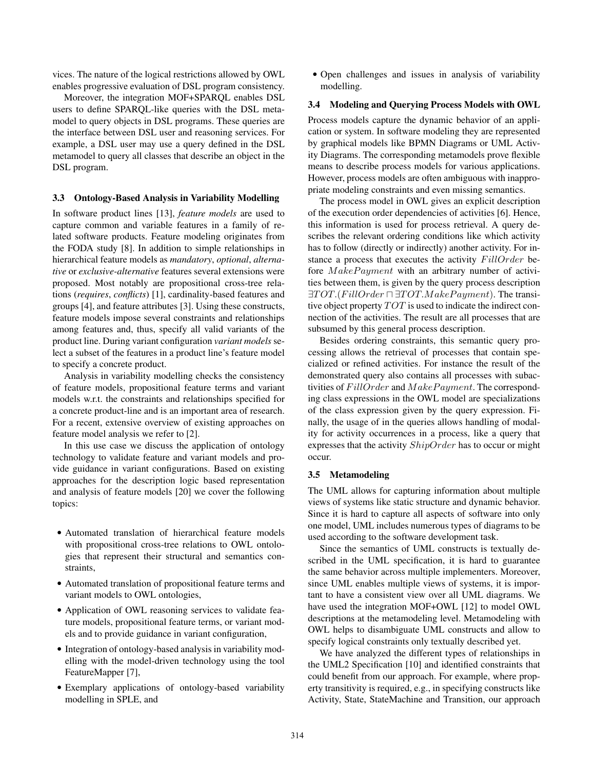vices. The nature of the logical restrictions allowed by OWL enables progressive evaluation of DSL program consistency.

Moreover, the integration MOF+SPARQL enables DSL users to define SPARQL-like queries with the DSL metamodel to query objects in DSL programs. These queries are the interface between DSL user and reasoning services. For example, a DSL user may use a query defined in the DSL metamodel to query all classes that describe an object in the DSL program.

### 3.3 Ontology-Based Analysis in Variability Modelling

In software product lines [13], *feature models* are used to capture common and variable features in a family of related software products. Feature modeling originates from the FODA study [8]. In addition to simple relationships in hierarchical feature models as *mandatory*, *optional*, *alternative* or *exclusive-alternative* features several extensions were proposed. Most notably are propositional cross-tree relations (*requires*, *conflicts*) [1], cardinality-based features and groups [4], and feature attributes [3]. Using these constructs, feature models impose several constraints and relationships among features and, thus, specify all valid variants of the product line. During variant configuration *variant models* select a subset of the features in a product line's feature model to specify a concrete product.

Analysis in variability modelling checks the consistency of feature models, propositional feature terms and variant models w.r.t. the constraints and relationships specified for a concrete product-line and is an important area of research. For a recent, extensive overview of existing approaches on feature model analysis we refer to [2].

In this use case we discuss the application of ontology technology to validate feature and variant models and provide guidance in variant configurations. Based on existing approaches for the description logic based representation and analysis of feature models [20] we cover the following topics:

- Automated translation of hierarchical feature models with propositional cross-tree relations to OWL ontologies that represent their structural and semantics constraints,
- Automated translation of propositional feature terms and variant models to OWL ontologies,
- Application of OWL reasoning services to validate feature models, propositional feature terms, or variant models and to provide guidance in variant configuration,
- Integration of ontology-based analysis in variability modelling with the model-driven technology using the tool FeatureMapper [7],
- Exemplary applications of ontology-based variability modelling in SPLE, and
- Open challenges and issues in analysis of variability modelling.

### 3.4 Modeling and Querying Process Models with OWL

Process models capture the dynamic behavior of an application or system. In software modeling they are represented by graphical models like BPMN Diagrams or UML Activity Diagrams. The corresponding metamodels prove flexible means to describe process models for various applications. However, process models are often ambiguous with inappropriate modeling constraints and even missing semantics.

The process model in OWL gives an explicit description of the execution order dependencies of activities [6]. Hence, this information is used for process retrieval. A query describes the relevant ordering conditions like which activity has to follow (directly or indirectly) another activity. For instance a process that executes the activity $FillOrder$ before $MakePayment$ with an arbitrary number of activities between them, is given by the query process description $\exists TOT.(FillOrder \sqcap \exists TOT.MakePayment)$. The transitive object property $TOT$ is used to indicate the indirect connection of the activities. The result are all processes that are subsumed by this general process description.

Besides ordering constraints, this semantic query processing allows the retrieval of processes that contain specialized or refined activities. For instance the result of the demonstrated query also contains all processes with subactivities of $FillOrder$ and $MakePayment$. The corresponding class expressions in the OWL model are specializations of the class expression given by the query expression. Finally, the usage of in the queries allows handling of modality for activity occurrences in a process, like a query that expresses that the activity $ShipOrder$ has to occur or might occur.

### 3.5 Metamodeling

The UML allows for capturing information about multiple views of systems like static structure and dynamic behavior. Since it is hard to capture all aspects of software into only one model, UML includes numerous types of diagrams to be used according to the software development task.

Since the semantics of UML constructs is textually described in the UML specification, it is hard to guarantee the same behavior across multiple implementers. Moreover, since UML enables multiple views of systems, it is important to have a consistent view over all UML diagrams. We have used the integration MOF+OWL [12] to model OWL descriptions at the metamodeling level. Metamodeling with OWL helps to disambiguate UML constructs and allow to specify logical constraints only textually described yet.

We have analyzed the different types of relationships in the UML2 Specification [10] and identified constraints that could benefit from our approach. For example, where property transitivity is required, e.g., in specifying constructs like Activity, State, StateMachine and Transition, our approach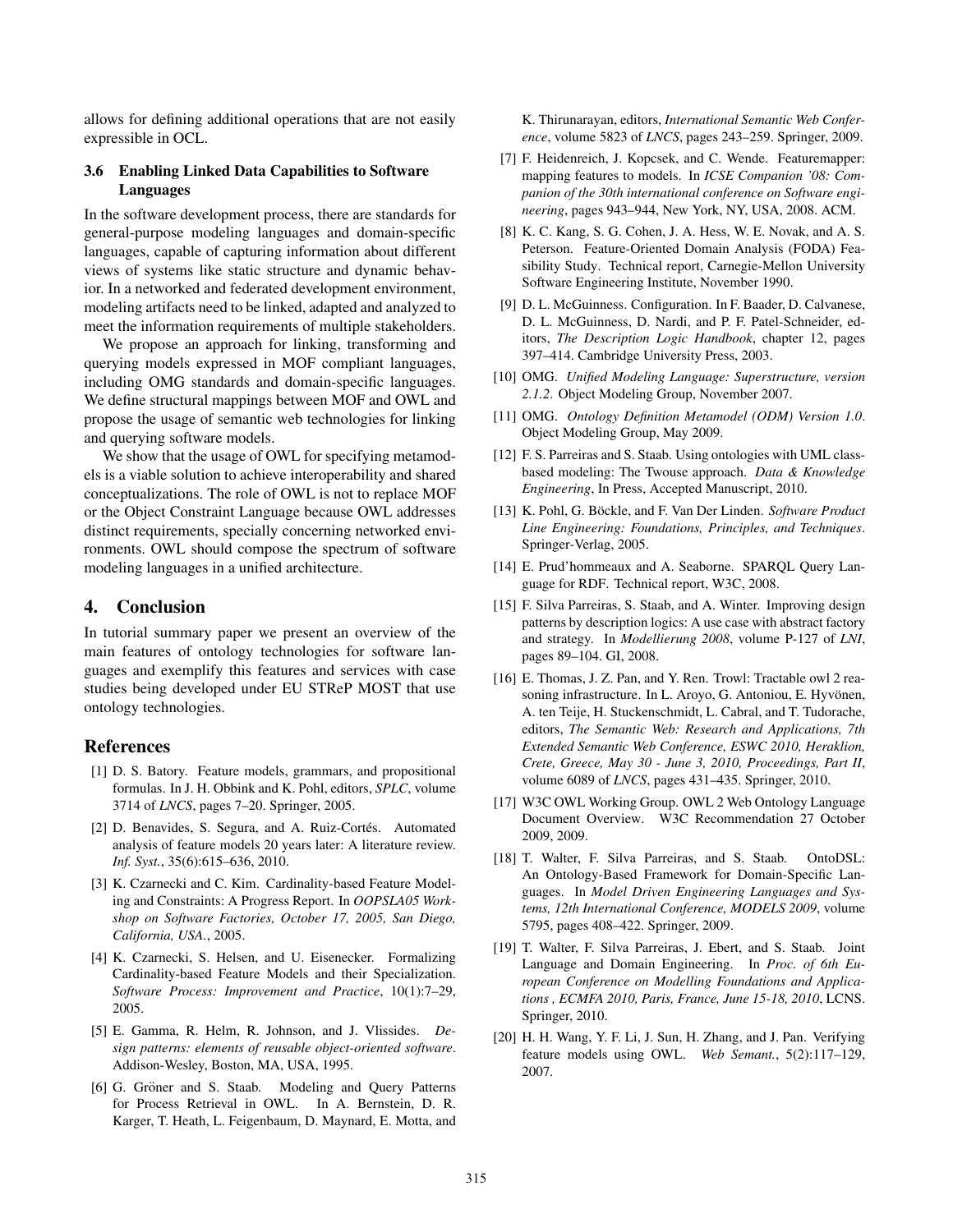allows for defining additional operations that are not easily expressible in OCL.

### 3.6 Enabling Linked Data Capabilities to Software Languages

In the software development process, there are standards for general-purpose modeling languages and domain-specific languages, capable of capturing information about different views of systems like static structure and dynamic behavior. In a networked and federated development environment, modeling artifacts need to be linked, adapted and analyzed to meet the information requirements of multiple stakeholders.

We propose an approach for linking, transforming and querying models expressed in MOF compliant languages, including OMG standards and domain-specific languages. We define structural mappings between MOF and OWL and propose the usage of semantic web technologies for linking and querying software models.

We show that the usage of OWL for specifying metamodels is a viable solution to achieve interoperability and shared conceptualizations. The role of OWL is not to replace MOF or the Object Constraint Language because OWL addresses distinct requirements, specially concerning networked environments. OWL should compose the spectrum of software modeling languages in a unified architecture.

## 4. Conclusion

In tutorial summary paper we present an overview of the main features of ontology technologies for software languages and exemplify this features and services with case studies being developed under EU STReP MOST that use ontology technologies.

## References

[1] D. S. Batory. Feature models, grammars, and propositional formulas. In J. H. Obbink and K. Pohl, editors, *SPLC*, volume 3714 of *LNCS*, pages 7–20. Springer, 2005.

[2] D. Benavides, S. Segura, and A. Ruiz-Cortés. Automated analysis of feature models 20 years later: A literature review. *Inf. Syst.*, 35(6):615–636, 2010.

[3] K. Czarnecki and C. Kim. Cardinality-based Feature Modeling and Constraints: A Progress Report. In *OOPSLA05 Workshop on Software Factories, October 17, 2005, San Diego, California, USA.*, 2005.

[4] K. Czarnecki, S. Helsen, and U. Eisenecker. Formalizing Cardinality-based Feature Models and their Specialization. *Software Process: Improvement and Practice*, 10(1):7–29, 2005.

[5] E. Gamma, R. Helm, R. Johnson, and J. Vlissides. *Design patterns: elements of reusable object-oriented software*. Addison-Wesley, Boston, MA, USA, 1995.

[6] G. Gröner and S. Staab. Modeling and Query Patterns for Process Retrieval in OWL. In A. Bernstein, D. R. Karger, T. Heath, L. Feigenbaum, D. Maynard, E. Motta, and K. Thirunarayan, editors, *International Semantic Web Conference*, volume 5823 of *LNCS*, pages 243–259. Springer, 2009.

[7] F. Heidenreich, J. Kopcsek, and C. Wende. Featuremapper: mapping features to models. In *ICSE Companion '08: Companion of the 30th international conference on Software engineering*, pages 943–944, New York, NY, USA, 2008. ACM.

[8] K. C. Kang, S. G. Cohen, J. A. Hess, W. E. Novak, and A. S. Peterson. Feature-Oriented Domain Analysis (FODA) Feasibility Study. Technical report, Carnegie-Mellon University Software Engineering Institute, November 1990.

[9] D. L. McGuinness. Configuration. In F. Baader, D. Calvanese, D. L. McGuinness, D. Nardi, and P. F. Patel-Schneider, editors, *The Description Logic Handbook*, chapter 12, pages 397–414. Cambridge University Press, 2003.

[10] OMG. *Unified Modeling Language: Superstructure, version 2.1.2*. Object Modeling Group, November 2007.

[11] OMG. *Ontology Definition Metamodel (ODM) Version 1.0*. Object Modeling Group, May 2009.

[12] F. S. Parreiras and S. Staab. Using ontologies with UML class-based modeling: The Twouse approach. *Data & Knowledge Engineering*, In Press, Accepted Manuscript, 2010.

[13] K. Pohl, G. Böckle, and F. Van Der Linden. *Software Product Line Engineering: Foundations, Principles, and Techniques*. Springer-Verlag, 2005.

[14] E. Prud'hommeaux and A. Seaborne. SPARQL Query Language for RDF. Technical report, W3C, 2008.

[15] F. Silva Parreiras, S. Staab, and A. Winter. Improving design patterns by description logics: A use case with abstract factory and strategy. In *Modellierung 2008*, volume P-127 of *LNI*, pages 89–104. GI, 2008.

[16] E. Thomas, J. Z. Pan, and Y. Ren. Trowl: Tractable owl 2 reasoning infrastructure. In L. Aroyo, G. Antoniou, E. Hyvönen, A. ten Teije, H. Stuckenschmidt, L. Cabral, and T. Tudorache, editors, *The Semantic Web: Research and Applications, 7th Extended Semantic Web Conference, ESWC 2010, Heraklion, Crete, Greece, May 30 - June 3, 2010, Proceedings, Part II*, volume 6089 of *LNCS*, pages 431–435. Springer, 2010.

[17] W3C OWL Working Group. OWL 2 Web Ontology Language Document Overview. W3C Recommendation 27 October 2009, 2009.

[18] T. Walter, F. Silva Parreiras, and S. Staab. OntoDSL: An Ontology-Based Framework for Domain-Specific Languages. In *Model Driven Engineering Languages and Systems, 12th International Conference, MODELS 2009*, volume 5795, pages 408–422. Springer, 2009.

[19] T. Walter, F. Silva Parreiras, J. Ebert, and S. Staab. Joint Language and Domain Engineering. In *Proc. of 6th European Conference on Modelling Foundations and Applications , ECMFA 2010, Paris, France, June 15-18, 2010*, LCNS. Springer, 2010.

[20] H. H. Wang, Y. F. Li, J. Sun, H. Zhang, and J. Pan. Verifying feature models using OWL. *Web Semant.*, 5(2):117–129, 2007.